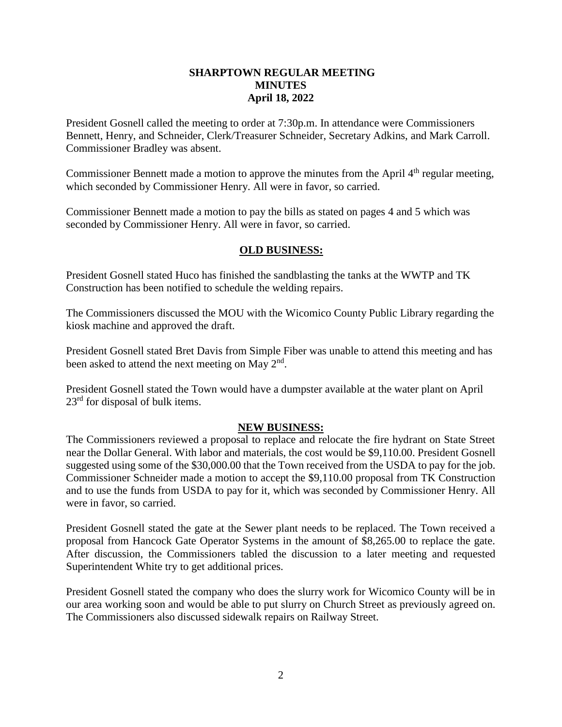# SHARPTOWN REGULAR MEETING
## MINUTES
### April 18, 2022

President Gosnell called the meeting to order at 7:30p.m. In attendance were Commissioners Bennett, Henry, and Schneider, Clerk/Treasurer Schneider, Secretary Adkins, and Mark Carroll. Commissioner Bradley was absent.

Commissioner Bennett made a motion to approve the minutes from the April 4th regular meeting, which seconded by Commissioner Henry. All were in favor, so carried.

Commissioner Bennett made a motion to pay the bills as stated on pages 4 and 5 which was seconded by Commissioner Henry. All were in favor, so carried.

## OLD BUSINESS:

President Gosnell stated Huco has finished the sandblasting the tanks at the WWTP and TK Construction has been notified to schedule the welding repairs.

The Commissioners discussed the MOU with the Wicomico County Public Library regarding the kiosk machine and approved the draft.

President Gosnell stated Bret Davis from Simple Fiber was unable to attend this meeting and has been asked to attend the next meeting on May 2nd.

President Gosnell stated the Town would have a dumpster available at the water plant on April 23rd for disposal of bulk items.

## NEW BUSINESS:

The Commissioners reviewed a proposal to replace and relocate the fire hydrant on State Street near the Dollar General. With labor and materials, the cost would be $9,110.00. President Gosnell suggested using some of the $30,000.00 that the Town received from the USDA to pay for the job. Commissioner Schneider made a motion to accept the $9,110.00 proposal from TK Construction and to use the funds from USDA to pay for it, which was seconded by Commissioner Henry. All were in favor, so carried.

President Gosnell stated the gate at the Sewer plant needs to be replaced. The Town received a proposal from Hancock Gate Operator Systems in the amount of $8,265.00 to replace the gate. After discussion, the Commissioners tabled the discussion to a later meeting and requested Superintendent White try to get additional prices.

President Gosnell stated the company who does the slurry work for Wicomico County will be in our area working soon and would be able to put slurry on Church Street as previously agreed on. The Commissioners also discussed sidewalk repairs on Railway Street.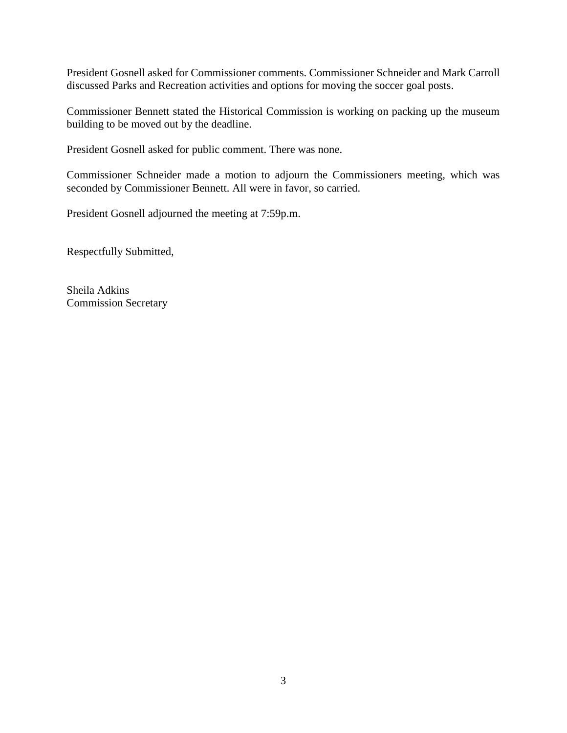President Gosnell asked for Commissioner comments. Commissioner Schneider and Mark Carroll discussed Parks and Recreation activities and options for moving the soccer goal posts.

Commissioner Bennett stated the Historical Commission is working on packing up the museum building to be moved out by the deadline.

President Gosnell asked for public comment. There was none.

Commissioner Schneider made a motion to adjourn the Commissioners meeting, which was seconded by Commissioner Bennett. All were in favor, so carried.

President Gosnell adjourned the meeting at 7:59p.m.

Respectfully Submitted,

Sheila Adkins
Commission Secretary